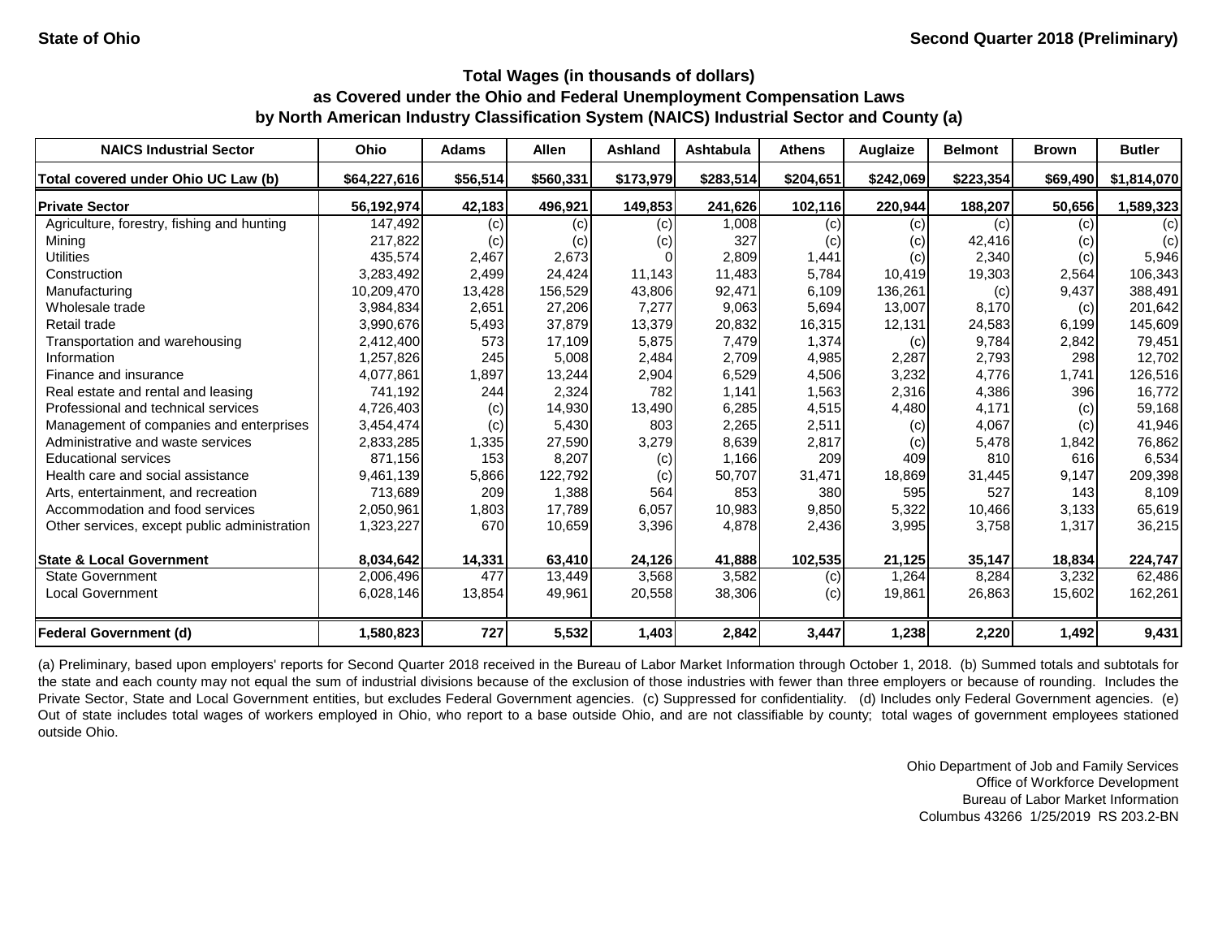State of Ohio — Second Quarter 2018 (Preliminary)

## Total Wages (in thousands of dollars) as Covered under the Ohio and Federal Unemployment Compensation Laws by North American Industry Classification System (NAICS) Industrial Sector and County (a)

| NAICS Industrial Sector | Ohio | Adams | Allen | Ashland | Ashtabula | Athens | Auglaize | Belmont | Brown | Butler |
|---|---|---|---|---|---|---|---|---|---|---|
| **Total covered under Ohio UC Law (b)** | **$64,227,616** | **$56,514** | **$560,331** | **$173,979** | **$283,514** | **$204,651** | **$242,069** | **$223,354** | **$69,490** | **$1,814,070** |
| **Private Sector** | **56,192,974** | **42,183** | **496,921** | **149,853** | **241,626** | **102,116** | **220,944** | **188,207** | **50,656** | **1,589,323** |
| Agriculture, forestry, fishing and hunting | 147,492 | (c) | (c) | (c) | 1,008 | (c) | (c) | (c) | (c) | (c) |
| Mining | 217,822 | (c) | (c) | (c) | 327 | (c) | (c) | 42,416 | (c) | (c) |
| Utilities | 435,574 | 2,467 | 2,673 | 0 | 2,809 | 1,441 | (c) | 2,340 | (c) | 5,946 |
| Construction | 3,283,492 | 2,499 | 24,424 | 11,143 | 11,483 | 5,784 | 10,419 | 19,303 | 2,564 | 106,343 |
| Manufacturing | 10,209,470 | 13,428 | 156,529 | 43,806 | 92,471 | 6,109 | 136,261 | (c) | 9,437 | 388,491 |
| Wholesale trade | 3,984,834 | 2,651 | 27,206 | 7,277 | 9,063 | 5,694 | 13,007 | 8,170 | (c) | 201,642 |
| Retail trade | 3,990,676 | 5,493 | 37,879 | 13,379 | 20,832 | 16,315 | 12,131 | 24,583 | 6,199 | 145,609 |
| Transportation and warehousing | 2,412,400 | 573 | 17,109 | 5,875 | 7,479 | 1,374 | (c) | 9,784 | 2,842 | 79,451 |
| Information | 1,257,826 | 245 | 5,008 | 2,484 | 2,709 | 4,985 | 2,287 | 2,793 | 298 | 12,702 |
| Finance and insurance | 4,077,861 | 1,897 | 13,244 | 2,904 | 6,529 | 4,506 | 3,232 | 4,776 | 1,741 | 126,516 |
| Real estate and rental and leasing | 741,192 | 244 | 2,324 | 782 | 1,141 | 1,563 | 2,316 | 4,386 | 396 | 16,772 |
| Professional and technical services | 4,726,403 | (c) | 14,930 | 13,490 | 6,285 | 4,515 | 4,480 | 4,171 | (c) | 59,168 |
| Management of companies and enterprises | 3,454,474 | (c) | 5,430 | 803 | 2,265 | 2,511 | (c) | 4,067 | (c) | 41,946 |
| Administrative and waste services | 2,833,285 | 1,335 | 27,590 | 3,279 | 8,639 | 2,817 | (c) | 5,478 | 1,842 | 76,862 |
| Educational services | 871,156 | 153 | 8,207 | (c) | 1,166 | 209 | 409 | 810 | 616 | 6,534 |
| Health care and social assistance | 9,461,139 | 5,866 | 122,792 | (c) | 50,707 | 31,471 | 18,869 | 31,445 | 9,147 | 209,398 |
| Arts, entertainment, and recreation | 713,689 | 209 | 1,388 | 564 | 853 | 380 | 595 | 527 | 143 | 8,109 |
| Accommodation and food services | 2,050,961 | 1,803 | 17,789 | 6,057 | 10,983 | 9,850 | 5,322 | 10,466 | 3,133 | 65,619 |
| Other services, except public administration | 1,323,227 | 670 | 10,659 | 3,396 | 4,878 | 2,436 | 3,995 | 3,758 | 1,317 | 36,215 |
| **State & Local Government** | **8,034,642** | **14,331** | **63,410** | **24,126** | **41,888** | **102,535** | **21,125** | **35,147** | **18,834** | **224,747** |
| State Government | 2,006,496 | 477 | 13,449 | 3,568 | 3,582 | (c) | 1,264 | 8,284 | 3,232 | 62,486 |
| Local Government | 6,028,146 | 13,854 | 49,961 | 20,558 | 38,306 | (c) | 19,861 | 26,863 | 15,602 | 162,261 |
| **Federal Government (d)** | **1,580,823** | **727** | **5,532** | **1,403** | **2,842** | **3,447** | **1,238** | **2,220** | **1,492** | **9,431** |

(a) Preliminary, based upon employers' reports for Second Quarter 2018 received in the Bureau of Labor Market Information through October 1, 2018. (b) Summed totals and subtotals for the state and each county may not equal the sum of industrial divisions because of the exclusion of those industries with fewer than three employers or because of rounding. Includes the Private Sector, State and Local Government entities, but excludes Federal Government agencies. (c) Suppressed for confidentiality. (d) Includes only Federal Government agencies. (e) Out of state includes total wages of workers employed in Ohio, who report to a base outside Ohio, and are not classifiable by county; total wages of government employees stationed outside Ohio.

Ohio Department of Job and Family Services
Office of Workforce Development
Bureau of Labor Market Information
Columbus 43266 1/25/2019 RS 203.2-BN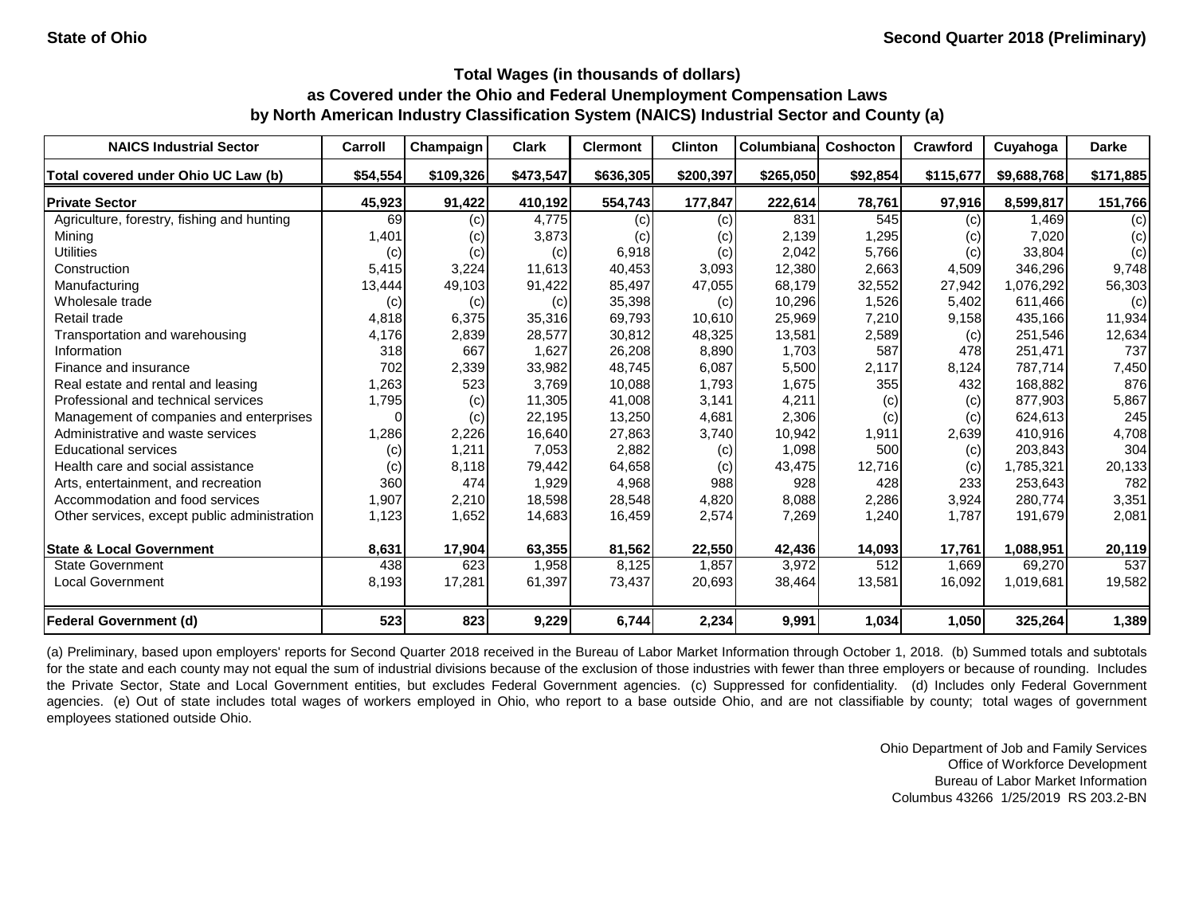State of Ohio | Second Quarter 2018 (Preliminary)

### Total Wages (in thousands of dollars)
### as Covered under the Ohio and Federal Unemployment Compensation Laws
### by North American Industry Classification System (NAICS) Industrial Sector and County (a)

| NAICS Industrial Sector | Carroll | Champaign | Clark | Clermont | Clinton | Columbiana | Coshocton | Crawford | Cuyahoga | Darke |
|---|---|---|---|---|---|---|---|---|---|---|
| **Total covered under Ohio UC Law (b)** | **$54,554** | **$109,326** | **$473,547** | **$636,305** | **$200,397** | **$265,050** | **$92,854** | **$115,677** | **$9,688,768** | **$171,885** |
| **Private Sector** | **45,923** | **91,422** | **410,192** | **554,743** | **177,847** | **222,614** | **78,761** | **97,916** | **8,599,817** | **151,766** |
| Agriculture, forestry, fishing and hunting | 69 | (c) | 4,775 | (c) | (c) | 831 | 545 | (c) | 1,469 | (c) |
| Mining | 1,401 | (c) | 3,873 | (c) | (c) | 2,139 | 1,295 | (c) | 7,020 | (c) |
| Utilities | (c) | (c) | (c) | 6,918 | (c) | 2,042 | 5,766 | (c) | 33,804 | (c) |
| Construction | 5,415 | 3,224 | 11,613 | 40,453 | 3,093 | 12,380 | 2,663 | 4,509 | 346,296 | 9,748 |
| Manufacturing | 13,444 | 49,103 | 91,422 | 85,497 | 47,055 | 68,179 | 32,552 | 27,942 | 1,076,292 | 56,303 |
| Wholesale trade | (c) | (c) | (c) | 35,398 | (c) | 10,296 | 1,526 | 5,402 | 611,466 | (c) |
| Retail trade | 4,818 | 6,375 | 35,316 | 69,793 | 10,610 | 25,969 | 7,210 | 9,158 | 435,166 | 11,934 |
| Transportation and warehousing | 4,176 | 2,839 | 28,577 | 30,812 | 48,325 | 13,581 | 2,589 | (c) | 251,546 | 12,634 |
| Information | 318 | 667 | 1,627 | 26,208 | 8,890 | 1,703 | 587 | 478 | 251,471 | 737 |
| Finance and insurance | 702 | 2,339 | 33,982 | 48,745 | 6,087 | 5,500 | 2,117 | 8,124 | 787,714 | 7,450 |
| Real estate and rental and leasing | 1,263 | 523 | 3,769 | 10,088 | 1,793 | 1,675 | 355 | 432 | 168,882 | 876 |
| Professional and technical services | 1,795 | (c) | 11,305 | 41,008 | 3,141 | 4,211 | (c) | (c) | 877,903 | 5,867 |
| Management of companies and enterprises | 0 | (c) | 22,195 | 13,250 | 4,681 | 2,306 | (c) | (c) | 624,613 | 245 |
| Administrative and waste services | 1,286 | 2,226 | 16,640 | 27,863 | 3,740 | 10,942 | 1,911 | 2,639 | 410,916 | 4,708 |
| Educational services | (c) | 1,211 | 7,053 | 2,882 | (c) | 1,098 | 500 | (c) | 203,843 | 304 |
| Health care and social assistance | (c) | 8,118 | 79,442 | 64,658 | (c) | 43,475 | 12,716 | (c) | 1,785,321 | 20,133 |
| Arts, entertainment, and recreation | 360 | 474 | 1,929 | 4,968 | 988 | 928 | 428 | 233 | 253,643 | 782 |
| Accommodation and food services | 1,907 | 2,210 | 18,598 | 28,548 | 4,820 | 8,088 | 2,286 | 3,924 | 280,774 | 3,351 |
| Other services, except public administration | 1,123 | 1,652 | 14,683 | 16,459 | 2,574 | 7,269 | 1,240 | 1,787 | 191,679 | 2,081 |
| **State & Local Government** | **8,631** | **17,904** | **63,355** | **81,562** | **22,550** | **42,436** | **14,093** | **17,761** | **1,088,951** | **20,119** |
| State Government | 438 | 623 | 1,958 | 8,125 | 1,857 | 3,972 | 512 | 1,669 | 69,270 | 537 |
| Local Government | 8,193 | 17,281 | 61,397 | 73,437 | 20,693 | 38,464 | 13,581 | 16,092 | 1,019,681 | 19,582 |
| **Federal Government (d)** | **523** | **823** | **9,229** | **6,744** | **2,234** | **9,991** | **1,034** | **1,050** | **325,264** | **1,389** |

(a) Preliminary, based upon employers' reports for Second Quarter 2018 received in the Bureau of Labor Market Information through October 1, 2018. (b) Summed totals and subtotals for the state and each county may not equal the sum of industrial divisions because of the exclusion of those industries with fewer than three employers or because of rounding. Includes the Private Sector, State and Local Government entities, but excludes Federal Government agencies. (c) Suppressed for confidentiality. (d) Includes only Federal Government agencies. (e) Out of state includes total wages of workers employed in Ohio, who report to a base outside Ohio, and are not classifiable by county; total wages of government employees stationed outside Ohio.

Ohio Department of Job and Family Services
Office of Workforce Development
Bureau of Labor Market Information
Columbus 43266 1/25/2019 RS 203.2-BN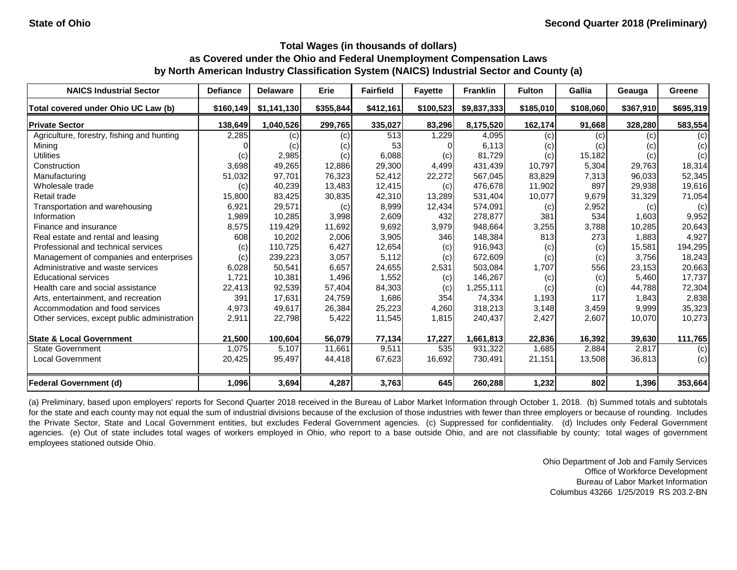State of Ohio — Second Quarter 2018 (Preliminary)

### Total Wages (in thousands of dollars) as Covered under the Ohio and Federal Unemployment Compensation Laws by North American Industry Classification System (NAICS) Industrial Sector and County (a)

| NAICS Industrial Sector | Defiance | Delaware | Erie | Fairfield | Fayette | Franklin | Fulton | Gallia | Geauga | Greene |
|---|---|---|---|---|---|---|---|---|---|---|
| **Total covered under Ohio UC Law (b)** | **$160,149** | **$1,141,130** | **$355,844** | **$412,161** | **$100,523** | **$9,837,333** | **$185,010** | **$108,060** | **$367,910** | **$695,319** |
| **Private Sector** | **138,649** | **1,040,526** | **299,765** | **335,027** | **83,296** | **8,175,520** | **162,174** | **91,668** | **328,280** | **583,554** |
| Agriculture, forestry, fishing and hunting | 2,285 | (c) | (c) | 513 | 1,229 | 4,095 | (c) | (c) | (c) | (c) |
| Mining | 0 | (c) | (c) | 53 | 0 | 6,113 | (c) | (c) | (c) | (c) |
| Utilities | (c) | 2,985 | (c) | 6,088 | (c) | 81,729 | (c) | 15,182 | (c) | (c) |
| Construction | 3,698 | 49,265 | 12,886 | 29,300 | 4,499 | 431,439 | 10,797 | 5,304 | 29,763 | 18,314 |
| Manufacturing | 51,032 | 97,701 | 76,323 | 52,412 | 22,272 | 567,045 | 83,829 | 7,313 | 96,033 | 52,345 |
| Wholesale trade | (c) | 40,239 | 13,483 | 12,415 | (c) | 476,678 | 11,902 | 897 | 29,938 | 19,616 |
| Retail trade | 15,800 | 83,425 | 30,835 | 42,310 | 13,289 | 531,404 | 10,077 | 9,679 | 31,329 | 71,054 |
| Transportation and warehousing | 6,921 | 29,571 | (c) | 8,999 | 12,434 | 574,091 | (c) | 2,952 | (c) | (c) |
| Information | 1,989 | 10,285 | 3,998 | 2,609 | 432 | 278,877 | 381 | 534 | 1,603 | 9,952 |
| Finance and insurance | 8,575 | 119,429 | 11,692 | 9,692 | 3,979 | 948,664 | 3,255 | 3,788 | 10,285 | 20,643 |
| Real estate and rental and leasing | 608 | 10,202 | 2,006 | 3,905 | 346 | 148,384 | 813 | 273 | 1,883 | 4,927 |
| Professional and technical services | (c) | 110,725 | 6,427 | 12,654 | (c) | 916,943 | (c) | (c) | 15,581 | 194,295 |
| Management of companies and enterprises | (c) | 239,223 | 3,057 | 5,112 | (c) | 672,609 | (c) | (c) | 3,756 | 18,243 |
| Administrative and waste services | 6,028 | 50,541 | 6,657 | 24,655 | 2,531 | 503,084 | 1,707 | 556 | 23,153 | 20,663 |
| Educational services | 1,721 | 10,381 | 1,496 | 1,552 | (c) | 146,267 | (c) | (c) | 5,460 | 17,737 |
| Health care and social assistance | 22,413 | 92,539 | 57,404 | 84,303 | (c) | 1,255,111 | (c) | (c) | 44,788 | 72,304 |
| Arts, entertainment, and recreation | 391 | 17,631 | 24,759 | 1,686 | 354 | 74,334 | 1,193 | 117 | 1,843 | 2,838 |
| Accommodation and food services | 4,973 | 49,617 | 26,384 | 25,223 | 4,260 | 318,213 | 3,148 | 3,459 | 9,999 | 35,323 |
| Other services, except public administration | 2,911 | 22,798 | 5,422 | 11,545 | 1,815 | 240,437 | 2,427 | 2,607 | 10,070 | 10,273 |
| **State & Local Government** | **21,500** | **100,604** | **56,079** | **77,134** | **17,227** | **1,661,813** | **22,836** | **16,392** | **39,630** | **111,765** |
| State Government | 1,075 | 5,107 | 11,661 | 9,511 | 535 | 931,322 | 1,685 | 2,884 | 2,817 | (c) |
| Local Government | 20,425 | 95,497 | 44,418 | 67,623 | 16,692 | 730,491 | 21,151 | 13,508 | 36,813 | (c) |
| **Federal Government (d)** | **1,096** | **3,694** | **4,287** | **3,763** | **645** | **260,288** | **1,232** | **802** | **1,396** | **353,664** |

(a) Preliminary, based upon employers' reports for Second Quarter 2018 received in the Bureau of Labor Market Information through October 1, 2018. (b) Summed totals and subtotals for the state and each county may not equal the sum of industrial divisions because of the exclusion of those industries with fewer than three employers or because of rounding. Includes the Private Sector, State and Local Government entities, but excludes Federal Government agencies. (c) Suppressed for confidentiality. (d) Includes only Federal Government agencies. (e) Out of state includes total wages of workers employed in Ohio, who report to a base outside Ohio, and are not classifiable by county; total wages of government employees stationed outside Ohio.

Ohio Department of Job and Family Services
Office of Workforce Development
Bureau of Labor Market Information
Columbus 43266 1/25/2019 RS 203.2-BN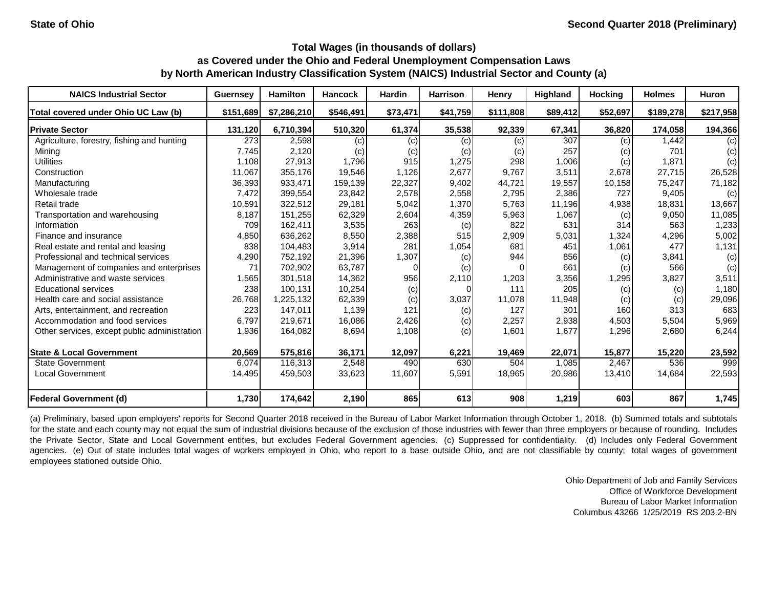State of Ohio

Second Quarter 2018 (Preliminary)

### Total Wages (in thousands of dollars) as Covered under the Ohio and Federal Unemployment Compensation Laws by North American Industry Classification System (NAICS) Industrial Sector and County (a)

| NAICS Industrial Sector | Guernsey | Hamilton | Hancock | Hardin | Harrison | Henry | Highland | Hocking | Holmes | Huron |
|---|---|---|---|---|---|---|---|---|---|---|
| Total covered under Ohio UC Law (b) | $151,689 | $7,286,210 | $546,491 | $73,471 | $41,759 | $111,808 | $89,412 | $52,697 | $189,278 | $217,958 |
| **Private Sector** | **131,120** | **6,710,394** | **510,320** | **61,374** | **35,538** | **92,339** | **67,341** | **36,820** | **174,058** | **194,366** |
| Agriculture, forestry, fishing and hunting | 273 | 2,598 | (c) | (c) | (c) | (c) | 307 | (c) | 1,442 | (c) |
| Mining | 7,745 | 2,120 | (c) | (c) | (c) | (c) | 257 | (c) | 701 | (c) |
| Utilities | 1,108 | 27,913 | 1,796 | 915 | 1,275 | 298 | 1,006 | (c) | 1,871 | (c) |
| Construction | 11,067 | 355,176 | 19,546 | 1,126 | 2,677 | 9,767 | 3,511 | 2,678 | 27,715 | 26,528 |
| Manufacturing | 36,393 | 933,471 | 159,139 | 22,327 | 9,402 | 44,721 | 19,557 | 10,158 | 75,247 | 71,182 |
| Wholesale trade | 7,472 | 399,554 | 23,842 | 2,578 | 2,558 | 2,795 | 2,386 | 727 | 9,405 | (c) |
| Retail trade | 10,591 | 322,512 | 29,181 | 5,042 | 1,370 | 5,763 | 11,196 | 4,938 | 18,831 | 13,667 |
| Transportation and warehousing | 8,187 | 151,255 | 62,329 | 2,604 | 4,359 | 5,963 | 1,067 | (c) | 9,050 | 11,085 |
| Information | 709 | 162,411 | 3,535 | 263 | (c) | 822 | 631 | 314 | 563 | 1,233 |
| Finance and insurance | 4,850 | 636,262 | 8,550 | 2,388 | 515 | 2,909 | 5,031 | 1,324 | 4,296 | 5,002 |
| Real estate and rental and leasing | 838 | 104,483 | 3,914 | 281 | 1,054 | 681 | 451 | 1,061 | 477 | 1,131 |
| Professional and technical services | 4,290 | 752,192 | 21,396 | 1,307 | (c) | 944 | 856 | (c) | 3,841 | (c) |
| Management of companies and enterprises | 71 | 702,902 | 63,787 | 0 | (c) | 0 | 661 | (c) | 566 | (c) |
| Administrative and waste services | 1,565 | 301,518 | 14,362 | 956 | 2,110 | 1,203 | 3,356 | 1,295 | 3,827 | 3,511 |
| Educational services | 238 | 100,131 | 10,254 | (c) | 0 | 111 | 205 | (c) | (c) | 1,180 |
| Health care and social assistance | 26,768 | 1,225,132 | 62,339 | (c) | 3,037 | 11,078 | 11,948 | (c) | (c) | 29,096 |
| Arts, entertainment, and recreation | 223 | 147,011 | 1,139 | 121 | (c) | 127 | 301 | 160 | 313 | 683 |
| Accommodation and food services | 6,797 | 219,671 | 16,086 | 2,426 | (c) | 2,257 | 2,938 | 4,503 | 5,504 | 5,969 |
| Other services, except public administration | 1,936 | 164,082 | 8,694 | 1,108 | (c) | 1,601 | 1,677 | 1,296 | 2,680 | 6,244 |
| **State & Local Government** | **20,569** | **575,816** | **36,171** | **12,097** | **6,221** | **19,469** | **22,071** | **15,877** | **15,220** | **23,592** |
| State Government | 6,074 | 116,313 | 2,548 | 490 | 630 | 504 | 1,085 | 2,467 | 536 | 999 |
| Local Government | 14,495 | 459,503 | 33,623 | 11,607 | 5,591 | 18,965 | 20,986 | 13,410 | 14,684 | 22,593 |
| **Federal Government (d)** | **1,730** | **174,642** | **2,190** | **865** | **613** | **908** | **1,219** | **603** | **867** | **1,745** |

(a) Preliminary, based upon employers' reports for Second Quarter 2018 received in the Bureau of Labor Market Information through October 1, 2018. (b) Summed totals and subtotals for the state and each county may not equal the sum of industrial divisions because of the exclusion of those industries with fewer than three employers or because of rounding. Includes the Private Sector, State and Local Government entities, but excludes Federal Government agencies. (c) Suppressed for confidentiality. (d) Includes only Federal Government agencies. (e) Out of state includes total wages of workers employed in Ohio, who report to a base outside Ohio, and are not classifiable by county; total wages of government employees stationed outside Ohio.

Ohio Department of Job and Family Services
Office of Workforce Development
Bureau of Labor Market Information
Columbus 43266 1/25/2019 RS 203.2-BN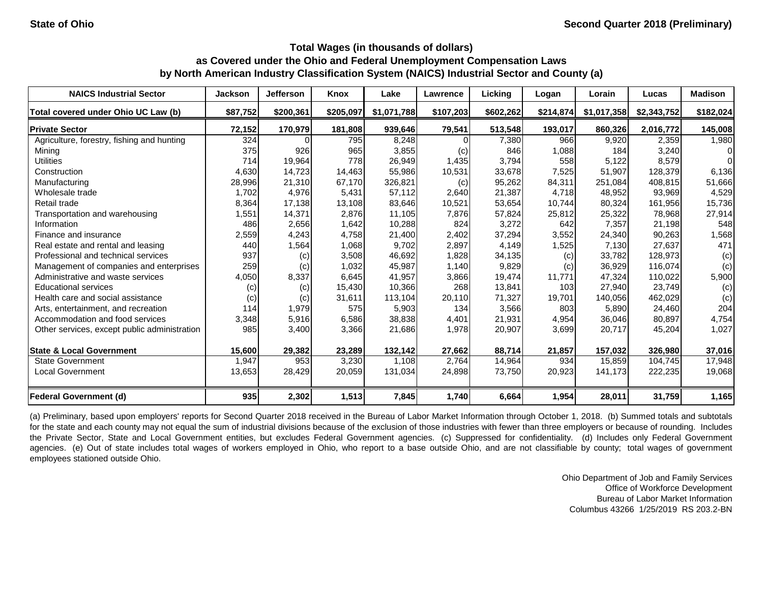State of Ohio | Second Quarter 2018 (Preliminary)

### Total Wages (in thousands of dollars)
### as Covered under the Ohio and Federal Unemployment Compensation Laws
### by North American Industry Classification System (NAICS) Industrial Sector and County (a)

| NAICS Industrial Sector | Jackson | Jefferson | Knox | Lake | Lawrence | Licking | Logan | Lorain | Lucas | Madison |
|---|---|---|---|---|---|---|---|---|---|---|
| **Total covered under Ohio UC Law (b)** | **$87,752** | **$200,361** | **$205,097** | **$1,071,788** | **$107,203** | **$602,262** | **$214,874** | **$1,017,358** | **$2,343,752** | **$182,024** |
| **Private Sector** | **72,152** | **170,979** | **181,808** | **939,646** | **79,541** | **513,548** | **193,017** | **860,326** | **2,016,772** | **145,008** |
| Agriculture, forestry, fishing and hunting | 324 | 0 | 795 | 8,248 | 0 | 7,380 | 966 | 9,920 | 2,359 | 1,980 |
| Mining | 375 | 926 | 965 | 3,855 | (c) | 846 | 1,088 | 184 | 3,240 | 0 |
| Utilities | 714 | 19,964 | 778 | 26,949 | 1,435 | 3,794 | 558 | 5,122 | 8,579 | 0 |
| Construction | 4,630 | 14,723 | 14,463 | 55,986 | 10,531 | 33,678 | 7,525 | 51,907 | 128,379 | 6,136 |
| Manufacturing | 28,996 | 21,310 | 67,170 | 326,821 | (c) | 95,262 | 84,311 | 251,084 | 408,815 | 51,666 |
| Wholesale trade | 1,702 | 4,976 | 5,431 | 57,112 | 2,640 | 21,387 | 4,718 | 48,952 | 93,969 | 4,529 |
| Retail trade | 8,364 | 17,138 | 13,108 | 83,646 | 10,521 | 53,654 | 10,744 | 80,324 | 161,956 | 15,736 |
| Transportation and warehousing | 1,551 | 14,371 | 2,876 | 11,105 | 7,876 | 57,824 | 25,812 | 25,322 | 78,968 | 27,914 |
| Information | 486 | 2,656 | 1,642 | 10,288 | 824 | 3,272 | 642 | 7,357 | 21,198 | 548 |
| Finance and insurance | 2,559 | 4,243 | 4,758 | 21,400 | 2,402 | 37,294 | 3,552 | 24,340 | 90,263 | 1,568 |
| Real estate and rental and leasing | 440 | 1,564 | 1,068 | 9,702 | 2,897 | 4,149 | 1,525 | 7,130 | 27,637 | 471 |
| Professional and technical services | 937 | (c) | 3,508 | 46,692 | 1,828 | 34,135 | (c) | 33,782 | 128,973 | (c) |
| Management of companies and enterprises | 259 | (c) | 1,032 | 45,987 | 1,140 | 9,829 | (c) | 36,929 | 116,074 | (c) |
| Administrative and waste services | 4,050 | 8,337 | 6,645 | 41,957 | 3,866 | 19,474 | 11,771 | 47,324 | 110,022 | 5,900 |
| Educational services | (c) | (c) | 15,430 | 10,366 | 268 | 13,841 | 103 | 27,940 | 23,749 | (c) |
| Health care and social assistance | (c) | (c) | 31,611 | 113,104 | 20,110 | 71,327 | 19,701 | 140,056 | 462,029 | (c) |
| Arts, entertainment, and recreation | 114 | 1,979 | 575 | 5,903 | 134 | 3,566 | 803 | 5,890 | 24,460 | 204 |
| Accommodation and food services | 3,348 | 5,916 | 6,586 | 38,838 | 4,401 | 21,931 | 4,954 | 36,046 | 80,897 | 4,754 |
| Other services, except public administration | 985 | 3,400 | 3,366 | 21,686 | 1,978 | 20,907 | 3,699 | 20,717 | 45,204 | 1,027 |
| **State & Local Government** | **15,600** | **29,382** | **23,289** | **132,142** | **27,662** | **88,714** | **21,857** | **157,032** | **326,980** | **37,016** |
| State Government | 1,947 | 953 | 3,230 | 1,108 | 2,764 | 14,964 | 934 | 15,859 | 104,745 | 17,948 |
| Local Government | 13,653 | 28,429 | 20,059 | 131,034 | 24,898 | 73,750 | 20,923 | 141,173 | 222,235 | 19,068 |
| **Federal Government (d)** | **935** | **2,302** | **1,513** | **7,845** | **1,740** | **6,664** | **1,954** | **28,011** | **31,759** | **1,165** |

(a) Preliminary, based upon employers' reports for Second Quarter 2018 received in the Bureau of Labor Market Information through October 1, 2018. (b) Summed totals and subtotals for the state and each county may not equal the sum of industrial divisions because of the exclusion of those industries with fewer than three employers or because of rounding. Includes the Private Sector, State and Local Government entities, but excludes Federal Government agencies. (c) Suppressed for confidentiality. (d) Includes only Federal Government agencies. (e) Out of state includes total wages of workers employed in Ohio, who report to a base outside Ohio, and are not classifiable by county; total wages of government employees stationed outside Ohio.

Ohio Department of Job and Family Services
Office of Workforce Development
Bureau of Labor Market Information
Columbus 43266 1/25/2019 RS 203.2-BN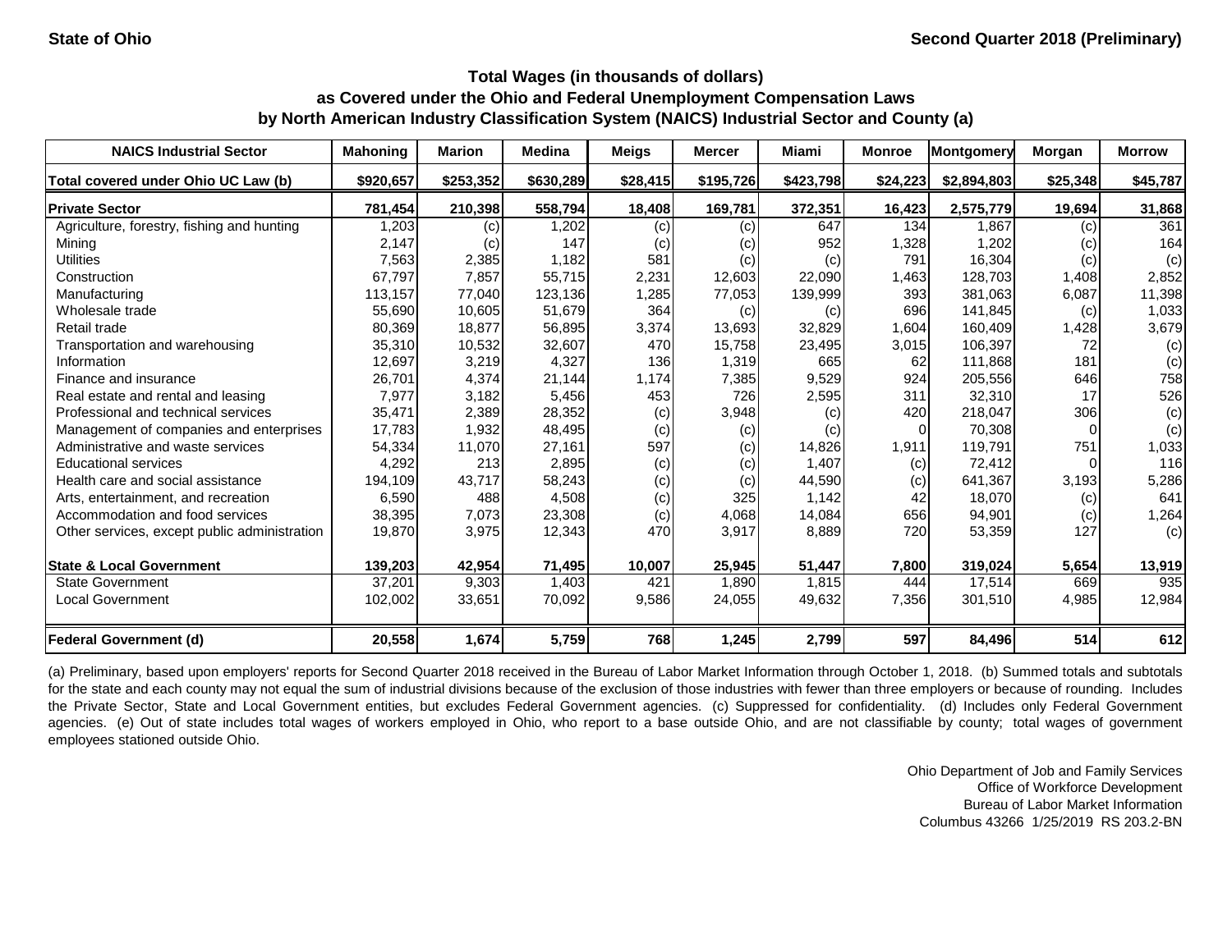State of Ohio

Second Quarter 2018 (Preliminary)

### Total Wages (in thousands of dollars)
### as Covered under the Ohio and Federal Unemployment Compensation Laws
### by North American Industry Classification System (NAICS) Industrial Sector and County (a)

| NAICS Industrial Sector | Mahoning | Marion | Medina | Meigs | Mercer | Miami | Monroe | Montgomery | Morgan | Morrow |
|---|---|---|---|---|---|---|---|---|---|---|
| Total covered under Ohio UC Law (b) | $920,657 | $253,352 | $630,289 | $28,415 | $195,726 | $423,798 | $24,223 | $2,894,803 | $25,348 | $45,787 |
| **Private Sector** | **781,454** | **210,398** | **558,794** | **18,408** | **169,781** | **372,351** | **16,423** | **2,575,779** | **19,694** | **31,868** |
| Agriculture, forestry, fishing and hunting | 1,203 | (c) | 1,202 | (c) | (c) | 647 | 134 | 1,867 | (c) | 361 |
| Mining | 2,147 | (c) | 147 | (c) | (c) | 952 | 1,328 | 1,202 | (c) | 164 |
| Utilities | 7,563 | 2,385 | 1,182 | 581 | (c) | (c) | 791 | 16,304 | (c) | (c) |
| Construction | 67,797 | 7,857 | 55,715 | 2,231 | 12,603 | 22,090 | 1,463 | 128,703 | 1,408 | 2,852 |
| Manufacturing | 113,157 | 77,040 | 123,136 | 1,285 | 77,053 | 139,999 | 393 | 381,063 | 6,087 | 11,398 |
| Wholesale trade | 55,690 | 10,605 | 51,679 | 364 | (c) | (c) | 696 | 141,845 | (c) | 1,033 |
| Retail trade | 80,369 | 18,877 | 56,895 | 3,374 | 13,693 | 32,829 | 1,604 | 160,409 | 1,428 | 3,679 |
| Transportation and warehousing | 35,310 | 10,532 | 32,607 | 470 | 15,758 | 23,495 | 3,015 | 106,397 | 72 | (c) |
| Information | 12,697 | 3,219 | 4,327 | 136 | 1,319 | 665 | 62 | 111,868 | 181 | (c) |
| Finance and insurance | 26,701 | 4,374 | 21,144 | 1,174 | 7,385 | 9,529 | 924 | 205,556 | 646 | 758 |
| Real estate and rental and leasing | 7,977 | 3,182 | 5,456 | 453 | 726 | 2,595 | 311 | 32,310 | 17 | 526 |
| Professional and technical services | 35,471 | 2,389 | 28,352 | (c) | 3,948 | (c) | 420 | 218,047 | 306 | (c) |
| Management of companies and enterprises | 17,783 | 1,932 | 48,495 | (c) | (c) | (c) | 0 | 70,308 | 0 | (c) |
| Administrative and waste services | 54,334 | 11,070 | 27,161 | 597 | (c) | 14,826 | 1,911 | 119,791 | 751 | 1,033 |
| Educational services | 4,292 | 213 | 2,895 | (c) | (c) | 1,407 | (c) | 72,412 | 0 | 116 |
| Health care and social assistance | 194,109 | 43,717 | 58,243 | (c) | (c) | 44,590 | (c) | 641,367 | 3,193 | 5,286 |
| Arts, entertainment, and recreation | 6,590 | 488 | 4,508 | (c) | 325 | 1,142 | 42 | 18,070 | (c) | 641 |
| Accommodation and food services | 38,395 | 7,073 | 23,308 | (c) | 4,068 | 14,084 | 656 | 94,901 | (c) | 1,264 |
| Other services, except public administration | 19,870 | 3,975 | 12,343 | 470 | 3,917 | 8,889 | 720 | 53,359 | 127 | (c) |
| **State & Local Government** | **139,203** | **42,954** | **71,495** | **10,007** | **25,945** | **51,447** | **7,800** | **319,024** | **5,654** | **13,919** |
| State Government | 37,201 | 9,303 | 1,403 | 421 | 1,890 | 1,815 | 444 | 17,514 | 669 | 935 |
| Local Government | 102,002 | 33,651 | 70,092 | 9,586 | 24,055 | 49,632 | 7,356 | 301,510 | 4,985 | 12,984 |
| **Federal Government (d)** | **20,558** | **1,674** | **5,759** | **768** | **1,245** | **2,799** | **597** | **84,496** | **514** | **612** |

(a) Preliminary, based upon employers' reports for Second Quarter 2018 received in the Bureau of Labor Market Information through October 1, 2018. (b) Summed totals and subtotals for the state and each county may not equal the sum of industrial divisions because of the exclusion of those industries with fewer than three employers or because of rounding. Includes the Private Sector, State and Local Government entities, but excludes Federal Government agencies. (c) Suppressed for confidentiality. (d) Includes only Federal Government agencies. (e) Out of state includes total wages of workers employed in Ohio, who report to a base outside Ohio, and are not classifiable by county; total wages of government employees stationed outside Ohio.

Ohio Department of Job and Family Services
Office of Workforce Development
Bureau of Labor Market Information
Columbus 43266 1/25/2019 RS 203.2-BN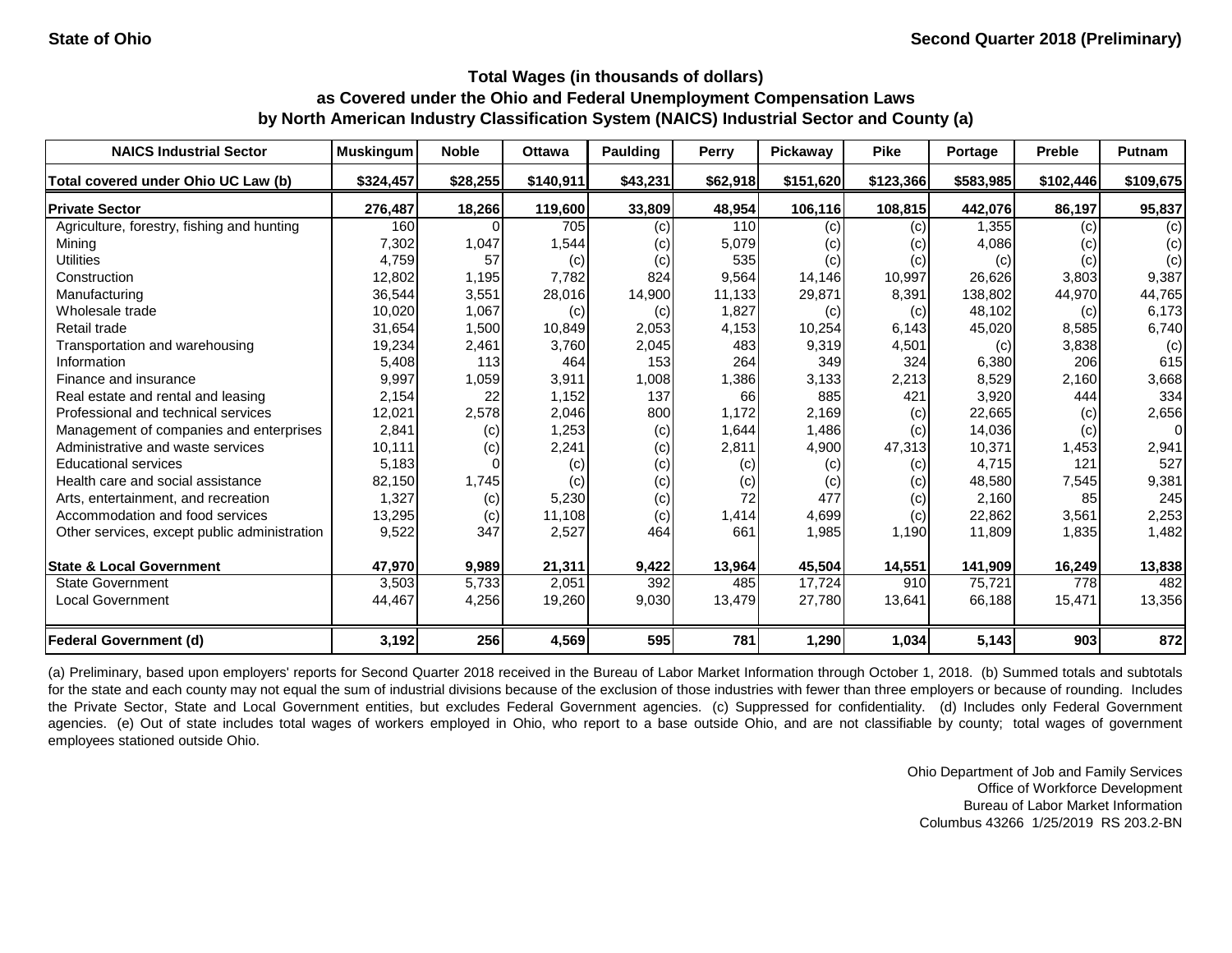State of Ohio

Second Quarter 2018 (Preliminary)

## Total Wages (in thousands of dollars) as Covered under the Ohio and Federal Unemployment Compensation Laws by North American Industry Classification System (NAICS) Industrial Sector and County (a)

| NAICS Industrial Sector | Muskingum | Noble | Ottawa | Paulding | Perry | Pickaway | Pike | Portage | Preble | Putnam |
|---|---|---|---|---|---|---|---|---|---|---|
| Total covered under Ohio UC Law (b) | $324,457 | $28,255 | $140,911 | $43,231 | $62,918 | $151,620 | $123,366 | $583,985 | $102,446 | $109,675 |
| **Private Sector** | **276,487** | **18,266** | **119,600** | **33,809** | **48,954** | **106,116** | **108,815** | **442,076** | **86,197** | **95,837** |
| Agriculture, forestry, fishing and hunting | 160 | 0 | 705 | (c) | 110 | (c) | (c) | 1,355 | (c) | (c) |
| Mining | 7,302 | 1,047 | 1,544 | (c) | 5,079 | (c) | (c) | 4,086 | (c) | (c) |
| Utilities | 4,759 | 57 | (c) | (c) | 535 | (c) | (c) | (c) | (c) | (c) |
| Construction | 12,802 | 1,195 | 7,782 | 824 | 9,564 | 14,146 | 10,997 | 26,626 | 3,803 | 9,387 |
| Manufacturing | 36,544 | 3,551 | 28,016 | 14,900 | 11,133 | 29,871 | 8,391 | 138,802 | 44,970 | 44,765 |
| Wholesale trade | 10,020 | 1,067 | (c) | (c) | 1,827 | (c) | (c) | 48,102 | (c) | 6,173 |
| Retail trade | 31,654 | 1,500 | 10,849 | 2,053 | 4,153 | 10,254 | 6,143 | 45,020 | 8,585 | 6,740 |
| Transportation and warehousing | 19,234 | 2,461 | 3,760 | 2,045 | 483 | 9,319 | 4,501 | (c) | 3,838 | (c) |
| Information | 5,408 | 113 | 464 | 153 | 264 | 349 | 324 | 6,380 | 206 | 615 |
| Finance and insurance | 9,997 | 1,059 | 3,911 | 1,008 | 1,386 | 3,133 | 2,213 | 8,529 | 2,160 | 3,668 |
| Real estate and rental and leasing | 2,154 | 22 | 1,152 | 137 | 66 | 885 | 421 | 3,920 | 444 | 334 |
| Professional and technical services | 12,021 | 2,578 | 2,046 | 800 | 1,172 | 2,169 | (c) | 22,665 | (c) | 2,656 |
| Management of companies and enterprises | 2,841 | (c) | 1,253 | (c) | 1,644 | 1,486 | (c) | 14,036 | (c) | 0 |
| Administrative and waste services | 10,111 | (c) | 2,241 | (c) | 2,811 | 4,900 | 47,313 | 10,371 | 1,453 | 2,941 |
| Educational services | 5,183 | 0 | (c) | (c) | (c) | (c) | (c) | 4,715 | 121 | 527 |
| Health care and social assistance | 82,150 | 1,745 | (c) | (c) | (c) | (c) | (c) | 48,580 | 7,545 | 9,381 |
| Arts, entertainment, and recreation | 1,327 | (c) | 5,230 | (c) | 72 | 477 | (c) | 2,160 | 85 | 245 |
| Accommodation and food services | 13,295 | (c) | 11,108 | (c) | 1,414 | 4,699 | (c) | 22,862 | 3,561 | 2,253 |
| Other services, except public administration | 9,522 | 347 | 2,527 | 464 | 661 | 1,985 | 1,190 | 11,809 | 1,835 | 1,482 |
| **State & Local Government** | **47,970** | **9,989** | **21,311** | **9,422** | **13,964** | **45,504** | **14,551** | **141,909** | **16,249** | **13,838** |
| State Government | 3,503 | 5,733 | 2,051 | 392 | 485 | 17,724 | 910 | 75,721 | 778 | 482 |
| Local Government | 44,467 | 4,256 | 19,260 | 9,030 | 13,479 | 27,780 | 13,641 | 66,188 | 15,471 | 13,356 |
| **Federal Government (d)** | **3,192** | **256** | **4,569** | **595** | **781** | **1,290** | **1,034** | **5,143** | **903** | **872** |

(a) Preliminary, based upon employers' reports for Second Quarter 2018 received in the Bureau of Labor Market Information through October 1, 2018. (b) Summed totals and subtotals for the state and each county may not equal the sum of industrial divisions because of the exclusion of those industries with fewer than three employers or because of rounding. Includes the Private Sector, State and Local Government entities, but excludes Federal Government agencies. (c) Suppressed for confidentiality. (d) Includes only Federal Government agencies. (e) Out of state includes total wages of workers employed in Ohio, who report to a base outside Ohio, and are not classifiable by county; total wages of government employees stationed outside Ohio.

Ohio Department of Job and Family Services
Office of Workforce Development
Bureau of Labor Market Information
Columbus 43266 1/25/2019 RS 203.2-BN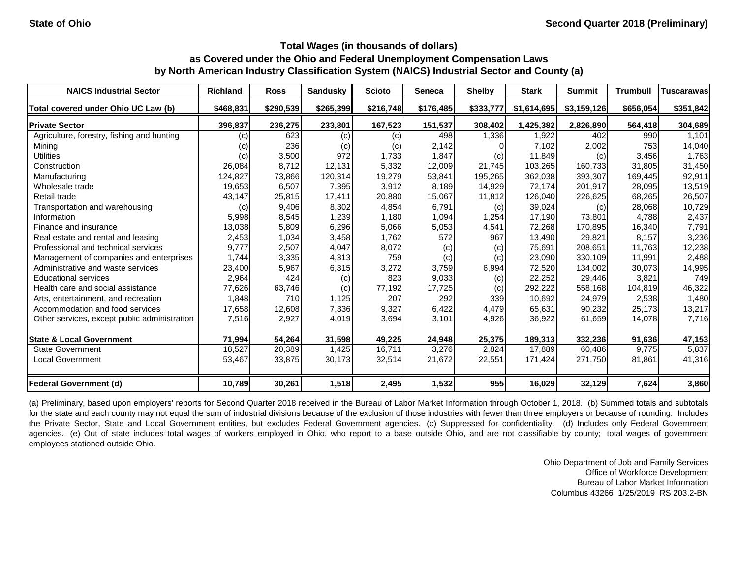State of Ohio

Second Quarter 2018 (Preliminary)

## Total Wages (in thousands of dollars) as Covered under the Ohio and Federal Unemployment Compensation Laws by North American Industry Classification System (NAICS) Industrial Sector and County (a)

| NAICS Industrial Sector | Richland | Ross | Sandusky | Scioto | Seneca | Shelby | Stark | Summit | Trumbull | Tuscarawas |
|---|---|---|---|---|---|---|---|---|---|---|
| Total covered under Ohio UC Law (b) | $468,831 | $290,539 | $265,399 | $216,748 | $176,485 | $333,777 | $1,614,695 | $3,159,126 | $656,054 | $351,842 |
| **Private Sector** | **396,837** | **236,275** | **233,801** | **167,523** | **151,537** | **308,402** | **1,425,382** | **2,826,890** | **564,418** | **304,689** |
| Agriculture, forestry, fishing and hunting | (c) | 623 | (c) | (c) | 498 | 1,336 | 1,922 | 402 | 990 | 1,101 |
| Mining | (c) | 236 | (c) | (c) | 2,142 | 0 | 7,102 | 2,002 | 753 | 14,040 |
| Utilities | (c) | 3,500 | 972 | 1,733 | 1,847 | (c) | 11,849 | (c) | 3,456 | 1,763 |
| Construction | 26,084 | 8,712 | 12,131 | 5,332 | 12,009 | 21,745 | 103,265 | 160,733 | 31,805 | 31,450 |
| Manufacturing | 124,827 | 73,866 | 120,314 | 19,279 | 53,841 | 195,265 | 362,038 | 393,307 | 169,445 | 92,911 |
| Wholesale trade | 19,653 | 6,507 | 7,395 | 3,912 | 8,189 | 14,929 | 72,174 | 201,917 | 28,095 | 13,519 |
| Retail trade | 43,147 | 25,815 | 17,411 | 20,880 | 15,067 | 11,812 | 126,040 | 226,625 | 68,265 | 26,507 |
| Transportation and warehousing | (c) | 9,406 | 8,302 | 4,854 | 6,791 | (c) | 39,024 | (c) | 28,068 | 10,729 |
| Information | 5,998 | 8,545 | 1,239 | 1,180 | 1,094 | 1,254 | 17,190 | 73,801 | 4,788 | 2,437 |
| Finance and insurance | 13,038 | 5,809 | 6,296 | 5,066 | 5,053 | 4,541 | 72,268 | 170,895 | 16,340 | 7,791 |
| Real estate and rental and leasing | 2,453 | 1,034 | 3,458 | 1,762 | 572 | 967 | 13,490 | 29,821 | 8,157 | 3,236 |
| Professional and technical services | 9,777 | 2,507 | 4,047 | 8,072 | (c) | (c) | 75,691 | 208,651 | 11,763 | 12,238 |
| Management of companies and enterprises | 1,744 | 3,335 | 4,313 | 759 | (c) | (c) | 23,090 | 330,109 | 11,991 | 2,488 |
| Administrative and waste services | 23,400 | 5,967 | 6,315 | 3,272 | 3,759 | 6,994 | 72,520 | 134,002 | 30,073 | 14,995 |
| Educational services | 2,964 | 424 | (c) | 823 | 9,033 | (c) | 22,252 | 29,446 | 3,821 | 749 |
| Health care and social assistance | 77,626 | 63,746 | (c) | 77,192 | 17,725 | (c) | 292,222 | 558,168 | 104,819 | 46,322 |
| Arts, entertainment, and recreation | 1,848 | 710 | 1,125 | 207 | 292 | 339 | 10,692 | 24,979 | 2,538 | 1,480 |
| Accommodation and food services | 17,658 | 12,608 | 7,336 | 9,327 | 6,422 | 4,479 | 65,631 | 90,232 | 25,173 | 13,217 |
| Other services, except public administration | 7,516 | 2,927 | 4,019 | 3,694 | 3,101 | 4,926 | 36,922 | 61,659 | 14,078 | 7,716 |
| **State & Local Government** | **71,994** | **54,264** | **31,598** | **49,225** | **24,948** | **25,375** | **189,313** | **332,236** | **91,636** | **47,153** |
| State Government | 18,527 | 20,389 | 1,425 | 16,711 | 3,276 | 2,824 | 17,889 | 60,486 | 9,775 | 5,837 |
| Local Government | 53,467 | 33,875 | 30,173 | 32,514 | 21,672 | 22,551 | 171,424 | 271,750 | 81,861 | 41,316 |
| **Federal Government (d)** | **10,789** | **30,261** | **1,518** | **2,495** | **1,532** | **955** | **16,029** | **32,129** | **7,624** | **3,860** |

(a) Preliminary, based upon employers' reports for Second Quarter 2018 received in the Bureau of Labor Market Information through October 1, 2018. (b) Summed totals and subtotals for the state and each county may not equal the sum of industrial divisions because of the exclusion of those industries with fewer than three employers or because of rounding. Includes the Private Sector, State and Local Government entities, but excludes Federal Government agencies. (c) Suppressed for confidentiality. (d) Includes only Federal Government agencies. (e) Out of state includes total wages of workers employed in Ohio, who report to a base outside Ohio, and are not classifiable by county; total wages of government employees stationed outside Ohio.

Ohio Department of Job and Family Services
Office of Workforce Development
Bureau of Labor Market Information
Columbus 43266 1/25/2019 RS 203.2-BN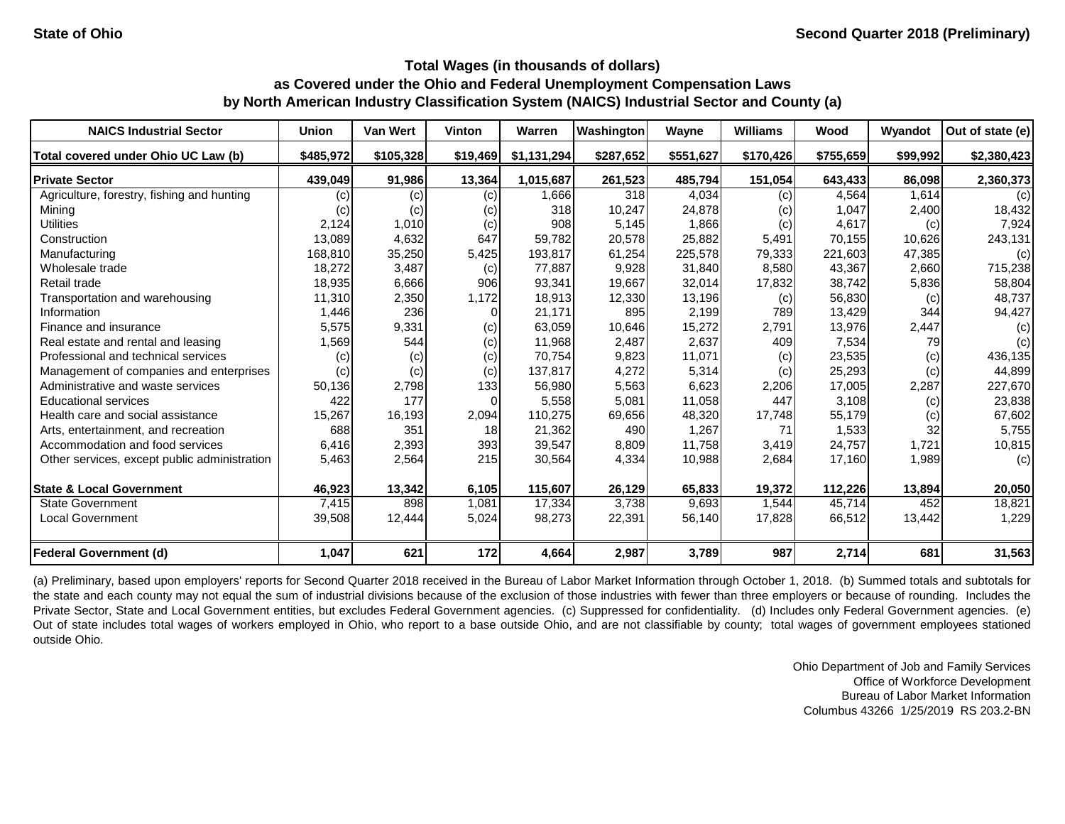State of Ohio

Second Quarter 2018 (Preliminary)

**Total Wages (in thousands of dollars)**
**as Covered under the Ohio and Federal Unemployment Compensation Laws**
**by North American Industry Classification System (NAICS) Industrial Sector and County (a)**

| NAICS Industrial Sector | Union | Van Wert | Vinton | Warren | Washington | Wayne | Williams | Wood | Wyandot | Out of state (e) |
|---|---|---|---|---|---|---|---|---|---|---|
| **Total covered under Ohio UC Law (b)** | **$485,972** | **$105,328** | **$19,469** | **$1,131,294** | **$287,652** | **$551,627** | **$170,426** | **$755,659** | **$99,992** | **$2,380,423** |
| **Private Sector** | **439,049** | **91,986** | **13,364** | **1,015,687** | **261,523** | **485,794** | **151,054** | **643,433** | **86,098** | **2,360,373** |
| Agriculture, forestry, fishing and hunting | (c) | (c) | (c) | 1,666 | 318 | 4,034 | (c) | 4,564 | 1,614 | (c) |
| Mining | (c) | (c) | (c) | 318 | 10,247 | 24,878 | (c) | 1,047 | 2,400 | 18,432 |
| Utilities | 2,124 | 1,010 | (c) | 908 | 5,145 | 1,866 | (c) | 4,617 | (c) | 7,924 |
| Construction | 13,089 | 4,632 | 647 | 59,782 | 20,578 | 25,882 | 5,491 | 70,155 | 10,626 | 243,131 |
| Manufacturing | 168,810 | 35,250 | 5,425 | 193,817 | 61,254 | 225,578 | 79,333 | 221,603 | 47,385 | (c) |
| Wholesale trade | 18,272 | 3,487 | (c) | 77,887 | 9,928 | 31,840 | 8,580 | 43,367 | 2,660 | 715,238 |
| Retail trade | 18,935 | 6,666 | 906 | 93,341 | 19,667 | 32,014 | 17,832 | 38,742 | 5,836 | 58,804 |
| Transportation and warehousing | 11,310 | 2,350 | 1,172 | 18,913 | 12,330 | 13,196 | (c) | 56,830 | (c) | 48,737 |
| Information | 1,446 | 236 | 0 | 21,171 | 895 | 2,199 | 789 | 13,429 | 344 | 94,427 |
| Finance and insurance | 5,575 | 9,331 | (c) | 63,059 | 10,646 | 15,272 | 2,791 | 13,976 | 2,447 | (c) |
| Real estate and rental and leasing | 1,569 | 544 | (c) | 11,968 | 2,487 | 2,637 | 409 | 7,534 | 79 | (c) |
| Professional and technical services | (c) | (c) | (c) | 70,754 | 9,823 | 11,071 | (c) | 23,535 | (c) | 436,135 |
| Management of companies and enterprises | (c) | (c) | (c) | 137,817 | 4,272 | 5,314 | (c) | 25,293 | (c) | 44,899 |
| Administrative and waste services | 50,136 | 2,798 | 133 | 56,980 | 5,563 | 6,623 | 2,206 | 17,005 | 2,287 | 227,670 |
| Educational services | 422 | 177 | 0 | 5,558 | 5,081 | 11,058 | 447 | 3,108 | (c) | 23,838 |
| Health care and social assistance | 15,267 | 16,193 | 2,094 | 110,275 | 69,656 | 48,320 | 17,748 | 55,179 | (c) | 67,602 |
| Arts, entertainment, and recreation | 688 | 351 | 18 | 21,362 | 490 | 1,267 | 71 | 1,533 | 32 | 5,755 |
| Accommodation and food services | 6,416 | 2,393 | 393 | 39,547 | 8,809 | 11,758 | 3,419 | 24,757 | 1,721 | 10,815 |
| Other services, except public administration | 5,463 | 2,564 | 215 | 30,564 | 4,334 | 10,988 | 2,684 | 17,160 | 1,989 | (c) |
| **State & Local Government** | **46,923** | **13,342** | **6,105** | **115,607** | **26,129** | **65,833** | **19,372** | **112,226** | **13,894** | **20,050** |
| State Government | 7,415 | 898 | 1,081 | 17,334 | 3,738 | 9,693 | 1,544 | 45,714 | 452 | 18,821 |
| Local Government | 39,508 | 12,444 | 5,024 | 98,273 | 22,391 | 56,140 | 17,828 | 66,512 | 13,442 | 1,229 |
| **Federal Government (d)** | **1,047** | **621** | **172** | **4,664** | **2,987** | **3,789** | **987** | **2,714** | **681** | **31,563** |

(a) Preliminary, based upon employers' reports for Second Quarter 2018 received in the Bureau of Labor Market Information through October 1, 2018. (b) Summed totals and subtotals for the state and each county may not equal the sum of industrial divisions because of the exclusion of those industries with fewer than three employers or because of rounding. Includes the Private Sector, State and Local Government entities, but excludes Federal Government agencies. (c) Suppressed for confidentiality. (d) Includes only Federal Government agencies. (e) Out of state includes total wages of workers employed in Ohio, who report to a base outside Ohio, and are not classifiable by county; total wages of government employees stationed outside Ohio.

Ohio Department of Job and Family Services
Office of Workforce Development
Bureau of Labor Market Information
Columbus 43266 1/25/2019 RS 203.2-BN